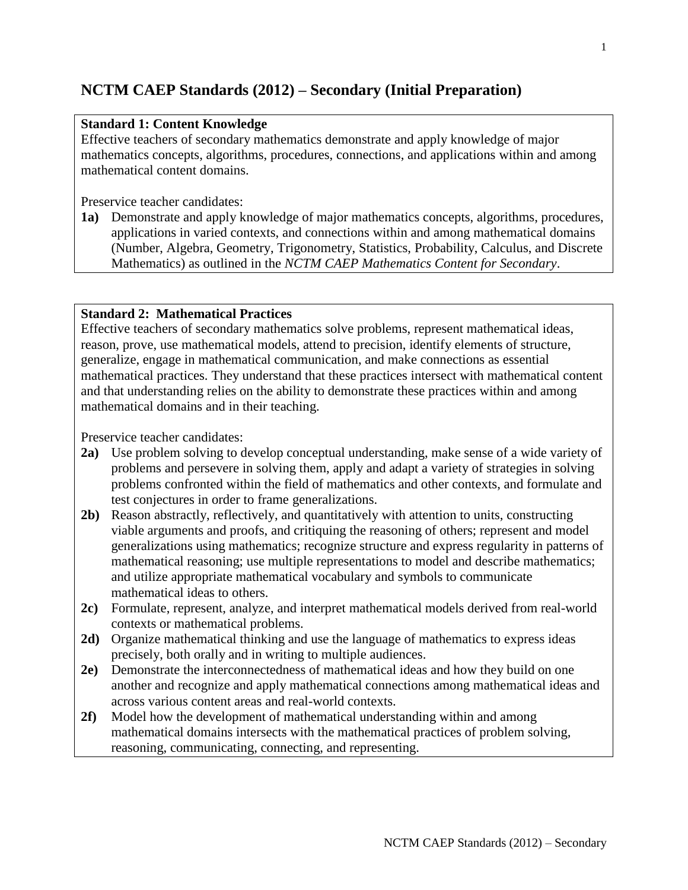# NCTM CAEP Standards (2012) – Secondary (Initial Preparation)

**Standard 1: Content Knowledge**
Effective teachers of secondary mathematics demonstrate and apply knowledge of major mathematics concepts, algorithms, procedures, connections, and applications within and among mathematical content domains.

Preservice teacher candidates:

**1a)** Demonstrate and apply knowledge of major mathematics concepts, algorithms, procedures, applications in varied contexts, and connections within and among mathematical domains (Number, Algebra, Geometry, Trigonometry, Statistics, Probability, Calculus, and Discrete Mathematics) as outlined in the *NCTM CAEP Mathematics Content for Secondary*.

**Standard 2: Mathematical Practices**
Effective teachers of secondary mathematics solve problems, represent mathematical ideas, reason, prove, use mathematical models, attend to precision, identify elements of structure, generalize, engage in mathematical communication, and make connections as essential mathematical practices. They understand that these practices intersect with mathematical content and that understanding relies on the ability to demonstrate these practices within and among mathematical domains and in their teaching.

Preservice teacher candidates:

**2a)** Use problem solving to develop conceptual understanding, make sense of a wide variety of problems and persevere in solving them, apply and adapt a variety of strategies in solving problems confronted within the field of mathematics and other contexts, and formulate and test conjectures in order to frame generalizations.

**2b)** Reason abstractly, reflectively, and quantitatively with attention to units, constructing viable arguments and proofs, and critiquing the reasoning of others; represent and model generalizations using mathematics; recognize structure and express regularity in patterns of mathematical reasoning; use multiple representations to model and describe mathematics; and utilize appropriate mathematical vocabulary and symbols to communicate mathematical ideas to others.

**2c)** Formulate, represent, analyze, and interpret mathematical models derived from real-world contexts or mathematical problems.

**2d)** Organize mathematical thinking and use the language of mathematics to express ideas precisely, both orally and in writing to multiple audiences.

**2e)** Demonstrate the interconnectedness of mathematical ideas and how they build on one another and recognize and apply mathematical connections among mathematical ideas and across various content areas and real-world contexts.

**2f)** Model how the development of mathematical understanding within and among mathematical domains intersects with the mathematical practices of problem solving, reasoning, communicating, connecting, and representing.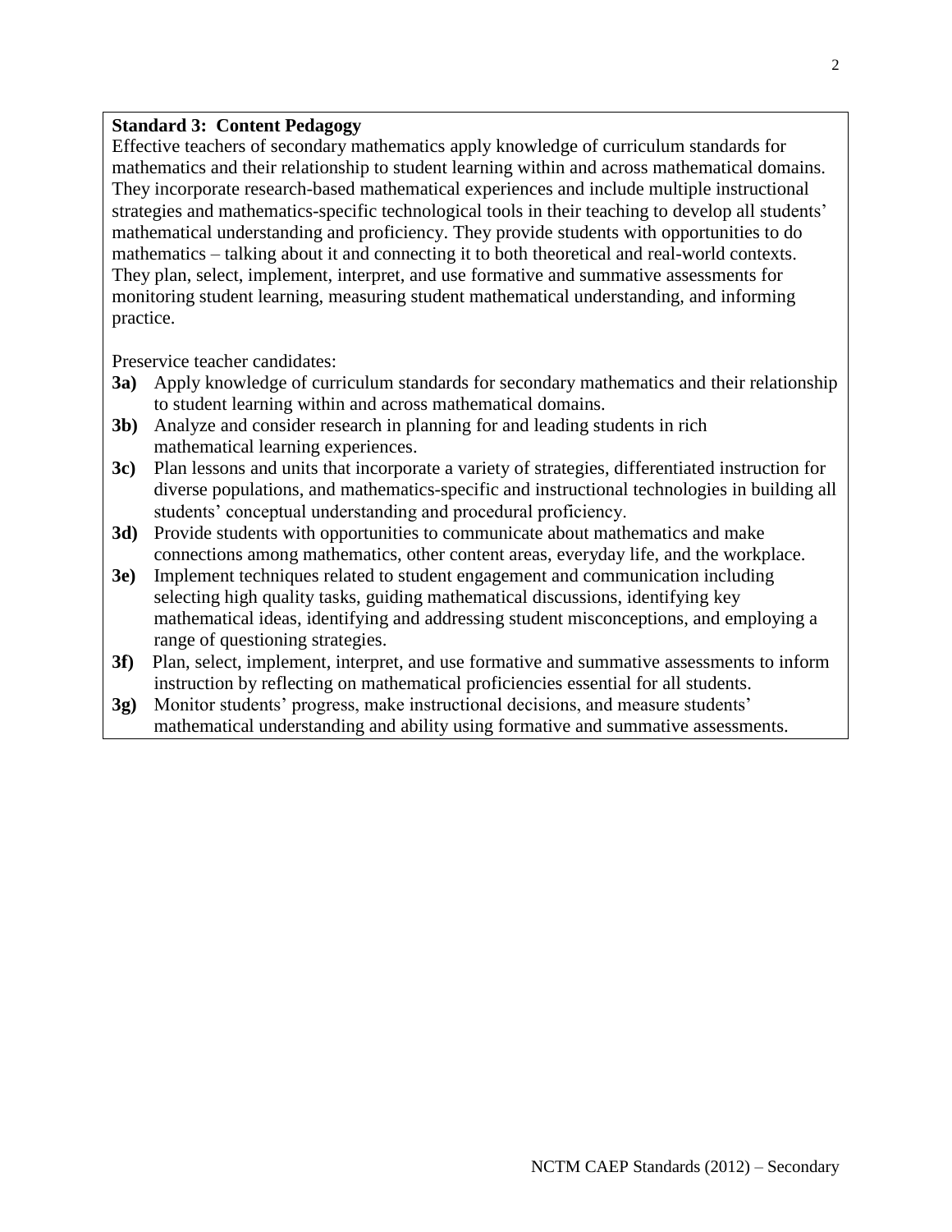**Standard 3: Content Pedagogy**

Effective teachers of secondary mathematics apply knowledge of curriculum standards for mathematics and their relationship to student learning within and across mathematical domains. They incorporate research-based mathematical experiences and include multiple instructional strategies and mathematics-specific technological tools in their teaching to develop all students' mathematical understanding and proficiency. They provide students with opportunities to do mathematics – talking about it and connecting it to both theoretical and real-world contexts. They plan, select, implement, interpret, and use formative and summative assessments for monitoring student learning, measuring student mathematical understanding, and informing practice.

Preservice teacher candidates:

- **3a)** Apply knowledge of curriculum standards for secondary mathematics and their relationship to student learning within and across mathematical domains.
- **3b)** Analyze and consider research in planning for and leading students in rich mathematical learning experiences.
- **3c)** Plan lessons and units that incorporate a variety of strategies, differentiated instruction for diverse populations, and mathematics-specific and instructional technologies in building all students' conceptual understanding and procedural proficiency.
- **3d)** Provide students with opportunities to communicate about mathematics and make connections among mathematics, other content areas, everyday life, and the workplace.
- **3e)** Implement techniques related to student engagement and communication including selecting high quality tasks, guiding mathematical discussions, identifying key mathematical ideas, identifying and addressing student misconceptions, and employing a range of questioning strategies.
- **3f)** Plan, select, implement, interpret, and use formative and summative assessments to inform instruction by reflecting on mathematical proficiencies essential for all students.
- **3g)** Monitor students' progress, make instructional decisions, and measure students' mathematical understanding and ability using formative and summative assessments.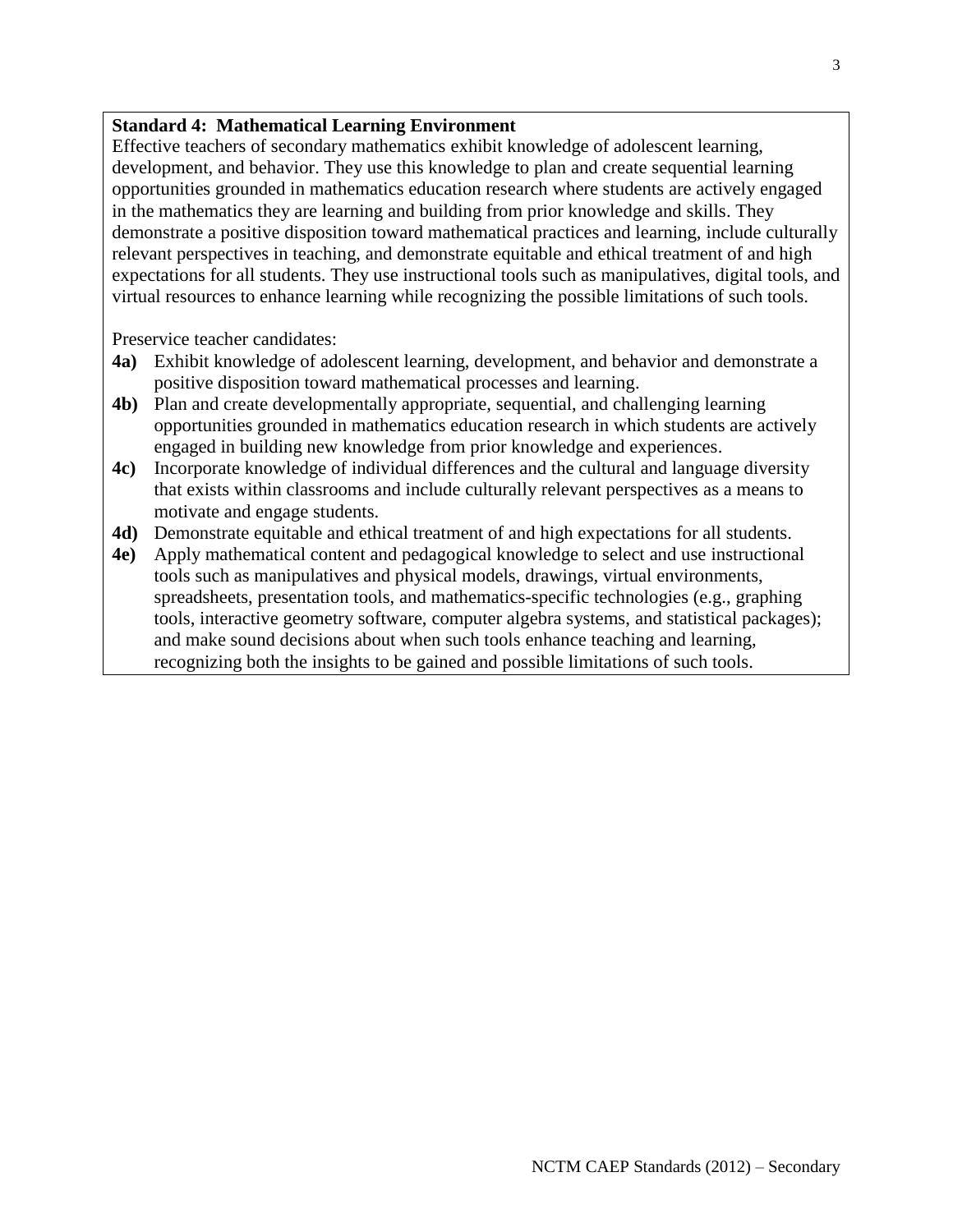**Standard 4: Mathematical Learning Environment**

Effective teachers of secondary mathematics exhibit knowledge of adolescent learning, development, and behavior. They use this knowledge to plan and create sequential learning opportunities grounded in mathematics education research where students are actively engaged in the mathematics they are learning and building from prior knowledge and skills. They demonstrate a positive disposition toward mathematical practices and learning, include culturally relevant perspectives in teaching, and demonstrate equitable and ethical treatment of and high expectations for all students. They use instructional tools such as manipulatives, digital tools, and virtual resources to enhance learning while recognizing the possible limitations of such tools.

Preservice teacher candidates:

- **4a)** Exhibit knowledge of adolescent learning, development, and behavior and demonstrate a positive disposition toward mathematical processes and learning.
- **4b)** Plan and create developmentally appropriate, sequential, and challenging learning opportunities grounded in mathematics education research in which students are actively engaged in building new knowledge from prior knowledge and experiences.
- **4c)** Incorporate knowledge of individual differences and the cultural and language diversity that exists within classrooms and include culturally relevant perspectives as a means to motivate and engage students.
- **4d)** Demonstrate equitable and ethical treatment of and high expectations for all students.
- **4e)** Apply mathematical content and pedagogical knowledge to select and use instructional tools such as manipulatives and physical models, drawings, virtual environments, spreadsheets, presentation tools, and mathematics-specific technologies (e.g., graphing tools, interactive geometry software, computer algebra systems, and statistical packages); and make sound decisions about when such tools enhance teaching and learning, recognizing both the insights to be gained and possible limitations of such tools.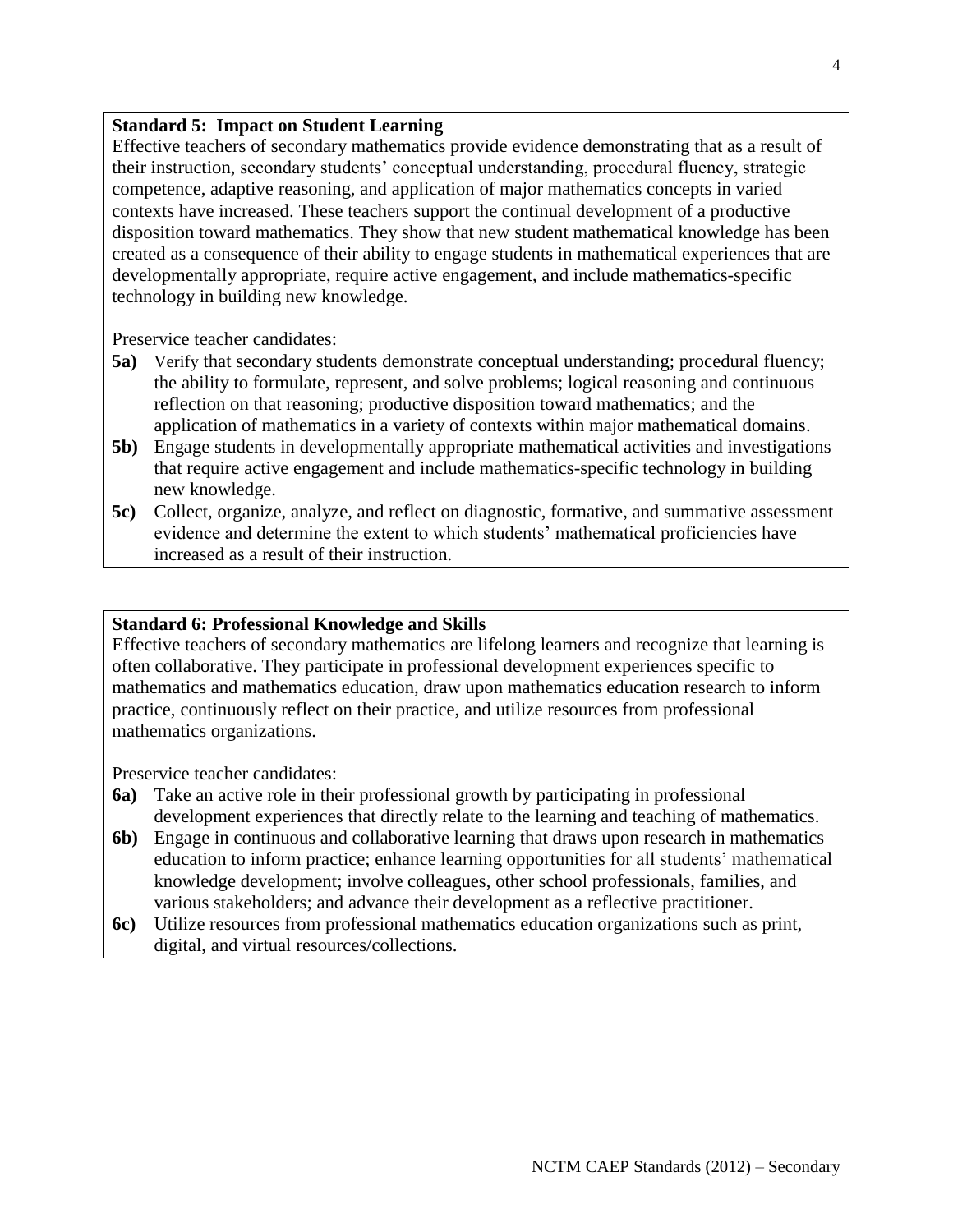**Standard 5: Impact on Student Learning**

Effective teachers of secondary mathematics provide evidence demonstrating that as a result of their instruction, secondary students' conceptual understanding, procedural fluency, strategic competence, adaptive reasoning, and application of major mathematics concepts in varied contexts have increased. These teachers support the continual development of a productive disposition toward mathematics. They show that new student mathematical knowledge has been created as a consequence of their ability to engage students in mathematical experiences that are developmentally appropriate, require active engagement, and include mathematics-specific technology in building new knowledge.

Preservice teacher candidates:

- **5a)** Verify that secondary students demonstrate conceptual understanding; procedural fluency; the ability to formulate, represent, and solve problems; logical reasoning and continuous reflection on that reasoning; productive disposition toward mathematics; and the application of mathematics in a variety of contexts within major mathematical domains.
- **5b)** Engage students in developmentally appropriate mathematical activities and investigations that require active engagement and include mathematics-specific technology in building new knowledge.
- **5c)** Collect, organize, analyze, and reflect on diagnostic, formative, and summative assessment evidence and determine the extent to which students' mathematical proficiencies have increased as a result of their instruction.

**Standard 6: Professional Knowledge and Skills**

Effective teachers of secondary mathematics are lifelong learners and recognize that learning is often collaborative. They participate in professional development experiences specific to mathematics and mathematics education, draw upon mathematics education research to inform practice, continuously reflect on their practice, and utilize resources from professional mathematics organizations.

Preservice teacher candidates:

- **6a)** Take an active role in their professional growth by participating in professional development experiences that directly relate to the learning and teaching of mathematics.
- **6b)** Engage in continuous and collaborative learning that draws upon research in mathematics education to inform practice; enhance learning opportunities for all students' mathematical knowledge development; involve colleagues, other school professionals, families, and various stakeholders; and advance their development as a reflective practitioner.
- **6c)** Utilize resources from professional mathematics education organizations such as print, digital, and virtual resources/collections.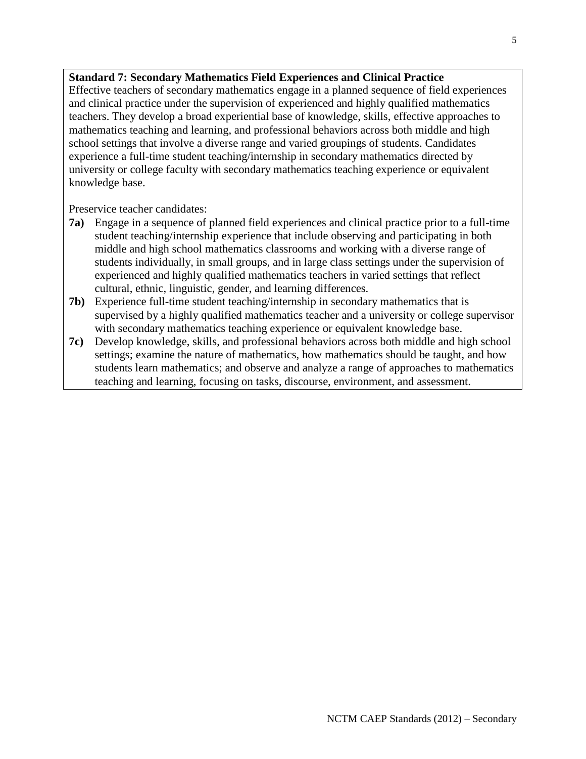**Standard 7: Secondary Mathematics Field Experiences and Clinical Practice**

Effective teachers of secondary mathematics engage in a planned sequence of field experiences and clinical practice under the supervision of experienced and highly qualified mathematics teachers. They develop a broad experiential base of knowledge, skills, effective approaches to mathematics teaching and learning, and professional behaviors across both middle and high school settings that involve a diverse range and varied groupings of students. Candidates experience a full-time student teaching/internship in secondary mathematics directed by university or college faculty with secondary mathematics teaching experience or equivalent knowledge base.

Preservice teacher candidates:

- **7a)** Engage in a sequence of planned field experiences and clinical practice prior to a full-time student teaching/internship experience that include observing and participating in both middle and high school mathematics classrooms and working with a diverse range of students individually, in small groups, and in large class settings under the supervision of experienced and highly qualified mathematics teachers in varied settings that reflect cultural, ethnic, linguistic, gender, and learning differences.
- **7b)** Experience full-time student teaching/internship in secondary mathematics that is supervised by a highly qualified mathematics teacher and a university or college supervisor with secondary mathematics teaching experience or equivalent knowledge base.
- **7c)** Develop knowledge, skills, and professional behaviors across both middle and high school settings; examine the nature of mathematics, how mathematics should be taught, and how students learn mathematics; and observe and analyze a range of approaches to mathematics teaching and learning, focusing on tasks, discourse, environment, and assessment.